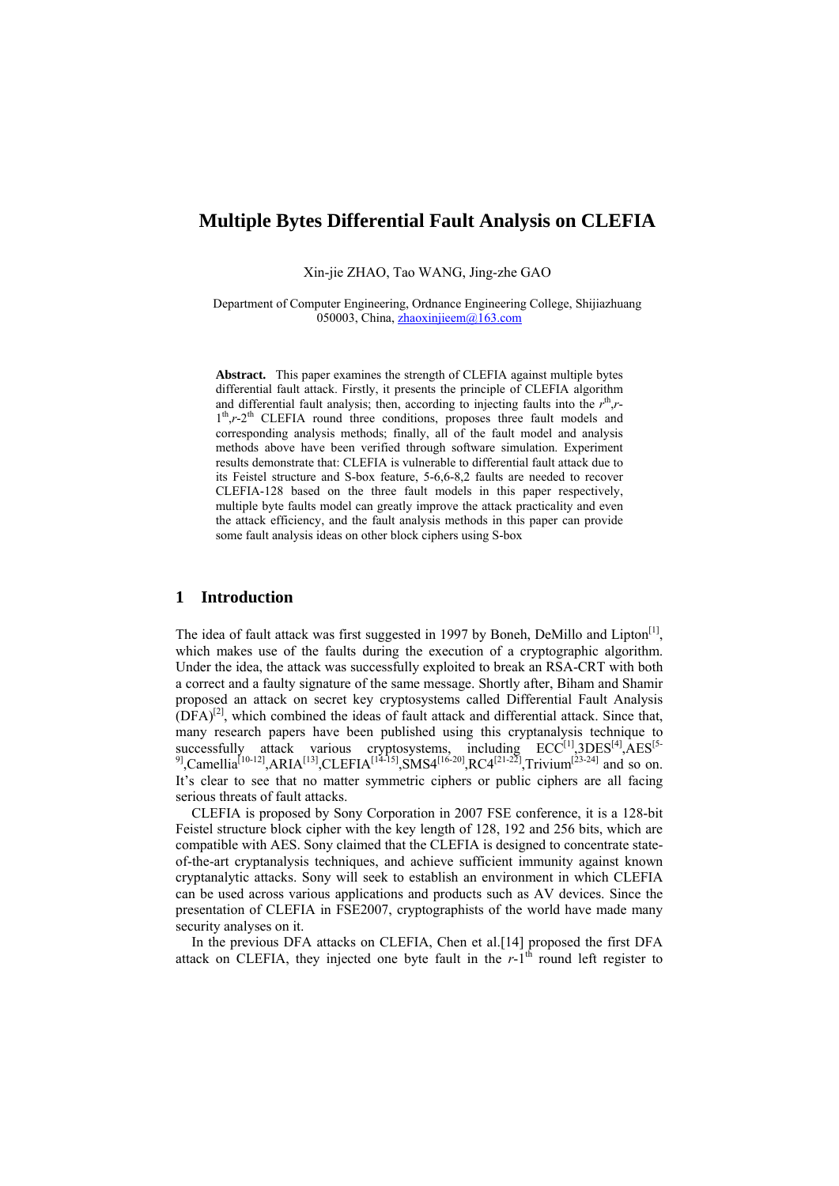# Multiple Bytes Differential Fault Analysis on CLEFIA

Xin-jie ZHAO, Tao WANG, Jing-zhe GAO

Department of Computer Engineering, Ordnance Engineering College, Shijiazhuang 050003, China, zhaoxinjieem@163.com

**Abstract.** This paper examines the strength of CLEFIA against multiple bytes differential fault attack. Firstly, it presents the principle of CLEFIA algorithm and differential fault analysis; then, according to injecting faults into the $r^{th}$,$r$-$1^{th}$,$r$-$2^{th}$ CLEFIA round three conditions, proposes three fault models and corresponding analysis methods; finally, all of the fault model and analysis methods above have been verified through software simulation. Experiment results demonstrate that: CLEFIA is vulnerable to differential fault attack due to its Feistel structure and S-box feature, 5-6,6-8,2 faults are needed to recover CLEFIA-128 based on the three fault models in this paper respectively, multiple byte faults model can greatly improve the attack practicality and even the attack efficiency, and the fault analysis methods in this paper can provide some fault analysis ideas on other block ciphers using S-box

## 1 Introduction

The idea of fault attack was first suggested in 1997 by Boneh, DeMillo and Lipton[1], which makes use of the faults during the execution of a cryptographic algorithm. Under the idea, the attack was successfully exploited to break an RSA-CRT with both a correct and a faulty signature of the same message. Shortly after, Biham and Shamir proposed an attack on secret key cryptosystems called Differential Fault Analysis (DFA)[2], which combined the ideas of fault attack and differential attack. Since that, many research papers have been published using this cryptanalysis technique to successfully attack various cryptosystems, including ECC[1],3DES[4],AES[5-9],Camellia[10-12],ARIA[13],CLEFIA[14-15],SMS4[16-20],RC4[21-22],Trivium[23-24] and so on. It's clear to see that no matter symmetric ciphers or public ciphers are all facing serious threats of fault attacks.

CLEFIA is proposed by Sony Corporation in 2007 FSE conference, it is a 128-bit Feistel structure block cipher with the key length of 128, 192 and 256 bits, which are compatible with AES. Sony claimed that the CLEFIA is designed to concentrate state-of-the-art cryptanalysis techniques, and achieve sufficient immunity against known cryptanalytic attacks. Sony will seek to establish an environment in which CLEFIA can be used across various applications and products such as AV devices. Since the presentation of CLEFIA in FSE2007, cryptographists of the world have made many security analyses on it.

In the previous DFA attacks on CLEFIA, Chen et al.[14] proposed the first DFA attack on CLEFIA, they injected one byte fault in the $r$-$1^{th}$ round left register to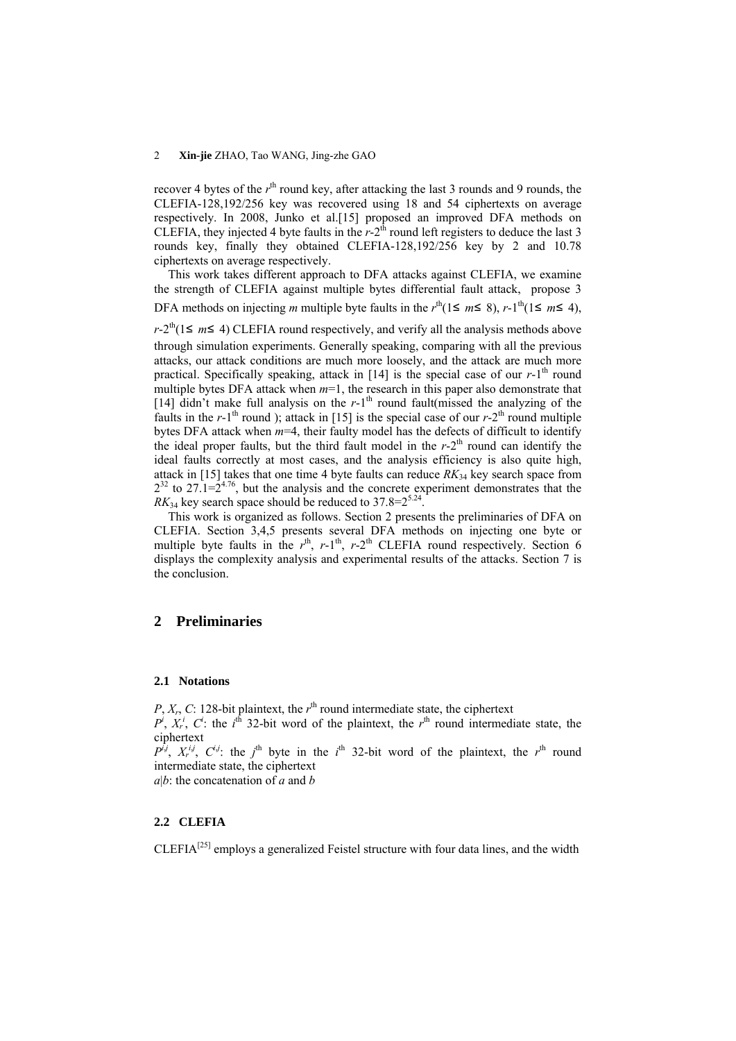recover 4 bytes of the $r^{th}$ round key, after attacking the last 3 rounds and 9 rounds, the CLEFIA-128,192/256 key was recovered using 18 and 54 ciphertexts on average respectively. In 2008, Junko et al.[15] proposed an improved DFA methods on CLEFIA, they injected 4 byte faults in the $r$-$2^{th}$ round left registers to deduce the last 3 rounds key, finally they obtained CLEFIA-128,192/256 key by 2 and 10.78 ciphertexts on average respectively.

This work takes different approach to DFA attacks against CLEFIA, we examine the strength of CLEFIA against multiple bytes differential fault attack, propose 3 DFA methods on injecting $m$ multiple byte faults in the $r^{th}$($1\leq m\leq 8$), $r$-$1^{th}$($1\leq m\leq 4$), $r$-$2^{th}$($1\leq m\leq 4$) CLEFIA round respectively, and verify all the analysis methods above through simulation experiments. Generally speaking, comparing with all the previous attacks, our attack conditions are much more loosely, and the attack are much more practical. Specifically speaking, attack in [14] is the special case of our $r$-$1^{th}$ round multiple bytes DFA attack when $m$=1, the research in this paper also demonstrate that [14] didn't make full analysis on the $r$-$1^{th}$ round fault(missed the analyzing of the faults in the $r$-$1^{th}$ round ); attack in [15] is the special case of our $r$-$2^{th}$ round multiple bytes DFA attack when $m$=4, their faulty model has the defects of difficult to identify the ideal proper faults, but the third fault model in the $r$-$2^{th}$ round can identify the ideal faults correctly at most cases, and the analysis efficiency is also quite high, attack in [15] takes that one time 4 byte faults can reduce $RK_{34}$ key search space from $2^{32}$ to $27.1=2^{4.76}$, but the analysis and the concrete experiment demonstrates that the $RK_{34}$ key search space should be reduced to $37.8=2^{5.24}$.

This work is organized as follows. Section 2 presents the preliminaries of DFA on CLEFIA. Section 3,4,5 presents several DFA methods on injecting one byte or multiple byte faults in the $r^{th}$, $r$-$1^{th}$, $r$-$2^{th}$ CLEFIA round respectively. Section 6 displays the complexity analysis and experimental results of the attacks. Section 7 is the conclusion.

## 2 Preliminaries

### 2.1 Notations

$P$, $X_r$, $C$: 128-bit plaintext, the $r^{th}$ round intermediate state, the ciphertext

$P^i$, $X_r^i$, $C^i$: the $i^{th}$ 32-bit word of the plaintext, the $r^{th}$ round intermediate state, the ciphertext

$P^{i,j}$, $X_r^{i,j}$, $C^{i,j}$: the $j^{th}$ byte in the $i^{th}$ 32-bit word of the plaintext, the $r^{th}$ round intermediate state, the ciphertext

$a|b$: the concatenation of $a$ and $b$

### 2.2 CLEFIA

CLEFIA[25] employs a generalized Feistel structure with four data lines, and the width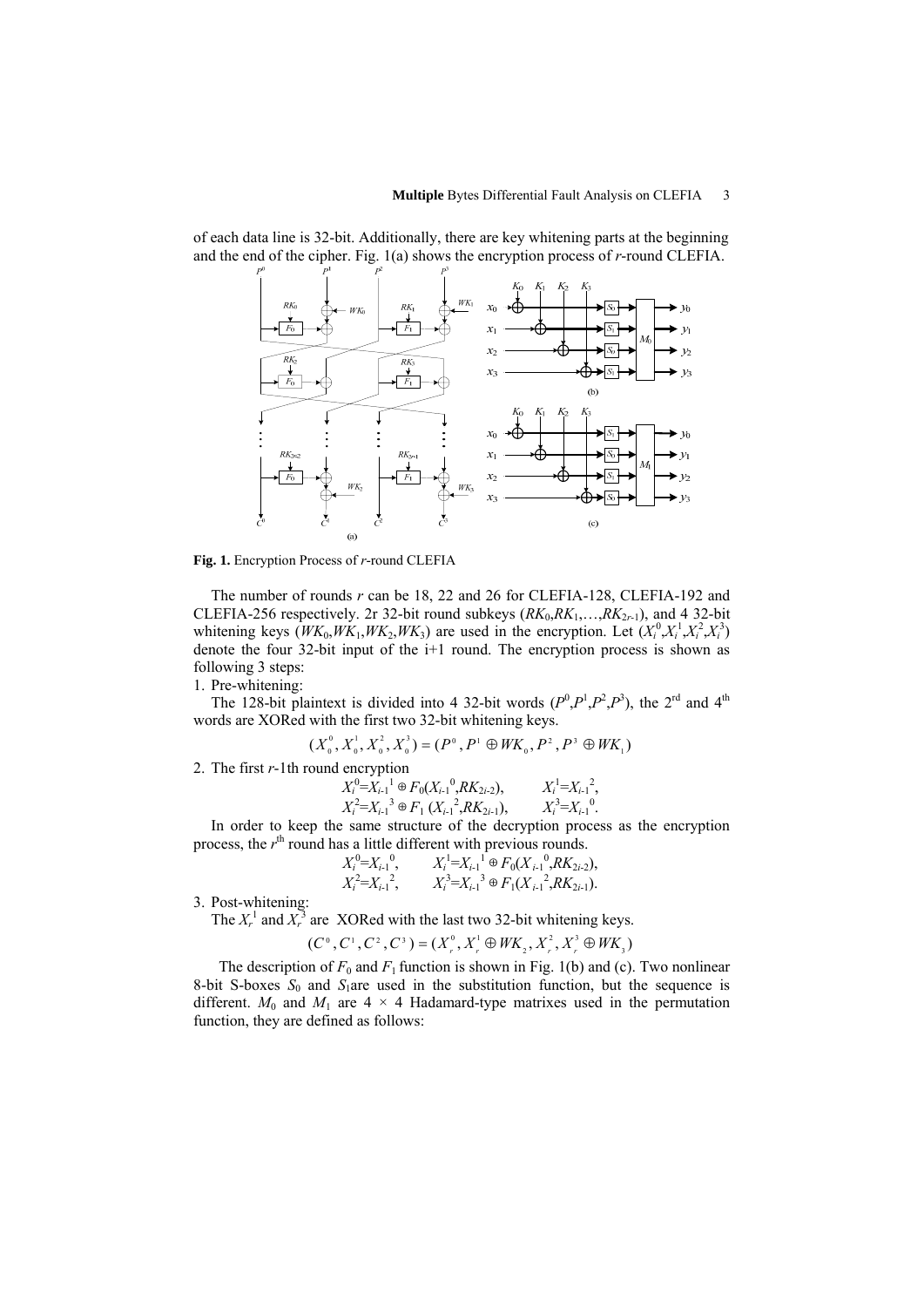of each data line is 32-bit. Additionally, there are key whitening parts at the beginning and the end of the cipher. Fig. 1(a) shows the encryption process of *r*-round CLEFIA.

**Fig. 1.** Encryption Process of *r*-round CLEFIA

The number of rounds *r* can be 18, 22 and 26 for CLEFIA-128, CLEFIA-192 and CLEFIA-256 respectively. 2r 32-bit round subkeys ($RK_0,RK_1,\ldots,RK_{2r-1}$), and 4 32-bit whitening keys ($WK_0,WK_1,WK_2,WK_3$) are used in the encryption. Let ($X_i^0,X_i^1,X_i^2,X_i^3$) denote the four 32-bit input of the i+1 round. The encryption process is shown as following 3 steps:

1. Pre-whitening:

The 128-bit plaintext is divided into 4 32-bit words ($P^0,P^1,P^2,P^3$), the 2rd and 4th words are XORed with the first two 32-bit whitening keys.

$$(X_0^0, X_0^1, X_0^2, X_0^3) = (P^0, P^1 \oplus WK_0, P^2, P^3 \oplus WK_1)$$

2. The first *r*-1th round encryption

$$X_i^0=X_{i-1}^1 \oplus F_0(X_{i-1}^0,RK_{2i-2}), \qquad X_i^1=X_{i-1}^2,$$
$$X_i^2=X_{i-1}^3 \oplus F_1(X_{i-1}^2,RK_{2i-1}), \qquad X_i^3=X_{i-1}^0.$$

In order to keep the same structure of the decryption process as the encryption process, the $r^{th}$ round has a little different with previous rounds.

$$X_i^0=X_{i-1}^0, \qquad X_i^1=X_{i-1}^1 \oplus F_0(X_{i-1}^0,RK_{2i-2}),$$
$$X_i^2=X_{i-1}^2, \qquad X_i^3=X_{i-1}^3 \oplus F_1(X_{i-1}^2,RK_{2i-1}).$$

3. Post-whitening:

The $X_r^1$ and $X_r^3$ are XORed with the last two 32-bit whitening keys.

$$(C^0, C^1, C^2, C^3) = (X_r^0, X_r^1 \oplus WK_2, X_r^2, X_r^3 \oplus WK_3)$$

The description of $F_0$ and $F_1$ function is shown in Fig. 1(b) and (c). Two nonlinear 8-bit S-boxes $S_0$ and $S_1$are used in the substitution function, but the sequence is different. $M_0$ and $M_1$ are 4 × 4 Hadamard-type matrixes used in the permutation function, they are defined as follows: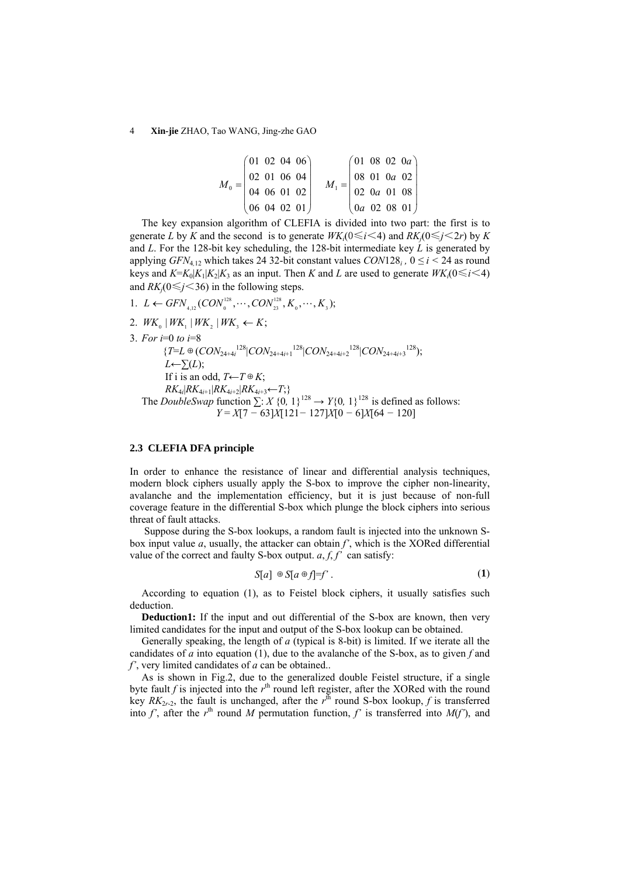$$M_0 = \begin{pmatrix} 01 & 02 & 04 & 06 \\ 02 & 01 & 06 & 04 \\ 04 & 06 & 01 & 02 \\ 06 & 04 & 02 & 01 \end{pmatrix} \quad M_1 = \begin{pmatrix} 01 & 08 & 02 & 0a \\ 08 & 01 & 0a & 02 \\ 02 & 0a & 01 & 08 \\ 0a & 02 & 08 & 01 \end{pmatrix}$$

The key expansion algorithm of CLEFIA is divided into two part: the first is to generate $L$ by $K$ and the second is to generate $WK_i(0 \leqslant i < 4)$ and $RK_j(0 \leqslant j < 2r)$ by $K$ and $L$. For the 128-bit key scheduling, the 128-bit intermediate key $L$ is generated by applying $GFN_{4,12}$ which takes 24 32-bit constant values $CON128_i$, $0 \leq i < 24$ as round keys and $K=K_0|K_1|K_2|K_3$ as an input. Then $K$ and $L$ are used to generate $WK_i(0 \leqslant i < 4)$ and $RK_j(0 \leqslant j < 36)$ in the following steps.

1. $L \leftarrow GFN_{4,12}(CON_0^{128}, \cdots, CON_{23}^{128}, K_0, \cdots, K_3)$;
2. $WK_0 \mid WK_1 \mid WK_2 \mid WK_3 \leftarrow K$;
3. *For* $i$=0 *to* $i$=8
   
   {$T = L \oplus (CON_{24+4i}{}^{128}|CON_{24+4i+1}{}^{128}|CON_{24+4i+2}{}^{128}|CON_{24+4i+3}{}^{128})$;
   
   $L \leftarrow \sum(L)$;
   
   If i is an odd, $T \leftarrow T \oplus K$;
   
   $RK_{4i}|RK_{4i+1}|RK_{4i+2}|RK_{4i+3} \leftarrow T$;}

The *DoubleSwap* function $\sum$: $X\{0, 1\}^{128} \rightarrow Y\{0, 1\}^{128}$ is defined as follows:

$$Y = X[7-63].X[121-127].X[0-6].X[64-120]$$

### 2.3 CLEFIA DFA principle

In order to enhance the resistance of linear and differential analysis techniques, modern block ciphers usually apply the S-box to improve the cipher non-linearity, avalanche and the implementation efficiency, but it is just because of non-full coverage feature in the differential S-box which plunge the block ciphers into serious threat of fault attacks.

Suppose during the S-box lookups, a random fault is injected into the unknown S-box input value $a$, usually, the attacker can obtain $f'$, which is the XORed differential value of the correct and faulty S-box output. $a$, $f$, $f'$ can satisfy:

$$S[a] \oplus S[a \oplus f] = f' . \tag{1}$$

According to equation (1), as to Feistel block ciphers, it usually satisfies such deduction.

**Deduction1:** If the input and out differential of the S-box are known, then very limited candidates for the input and output of the S-box lookup can be obtained.

Generally speaking, the length of $a$ (typical is 8-bit) is limited. If we iterate all the candidates of $a$ into equation (1), due to the avalanche of the S-box, as to given $f$ and $f'$, very limited candidates of $a$ can be obtained..

As is shown in Fig.2, due to the generalized double Feistel structure, if a single byte fault $f$ is injected into the $r^{\text{th}}$ round left register, after the XORed with the round key $RK_{2r-2}$, the fault is unchanged, after the $r^{\text{th}}$ round S-box lookup, $f$ is transferred into $f'$, after the $r^{\text{th}}$ round $M$ permutation function, $f'$ is transferred into $M(f')$, and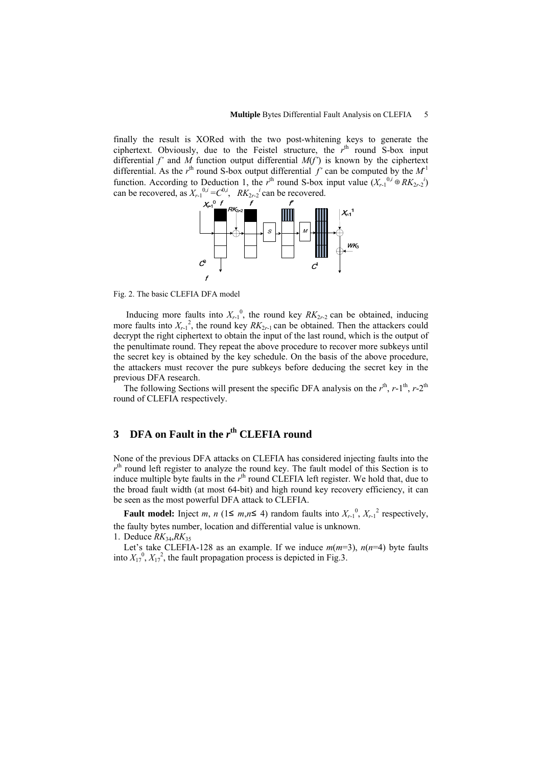finally the result is XORed with the two post-whitening keys to generate the ciphertext. Obviously, due to the Feistel structure, the $r^{\text{th}}$ round S-box input differential $f'$ and $M$ function output differential $M(f')$ is known by the ciphertext differential. As the $r^{\text{th}}$ round S-box output differential $f''$ can be computed by the $M^{-1}$ function. According to Deduction 1, the $r^{\text{th}}$ round S-box input value ($X_{r-1}^{0,i} \oplus RK_{2r-2}^{i}$) can be recovered, as $X_{r-1}^{0,i} = C^{0,i}$, $RK_{2r-2}^{i}$ can be recovered.

Fig. 2. The basic CLEFIA DFA model

Inducing more faults into $X_{r-1}^{0}$, the round key $RK_{2r-2}$ can be obtained, inducing more faults into $X_{r-1}^{2}$, the round key $RK_{2r-1}$ can be obtained. Then the attackers could decrypt the right ciphertext to obtain the input of the last round, which is the output of the penultimate round. They repeat the above procedure to recover more subkeys until the secret key is obtained by the key schedule. On the basis of the above procedure, the attackers must recover the pure subkeys before deducing the secret key in the previous DFA research.

The following Sections will present the specific DFA analysis on the $r^{\text{th}}$, $r$-1$^{\text{th}}$, $r$-2$^{\text{th}}$ round of CLEFIA respectively.

# 3 DFA on Fault in the $r^{\text{th}}$ CLEFIA round

None of the previous DFA attacks on CLEFIA has considered injecting faults into the $r^{\text{th}}$ round left register to analyze the round key. The fault model of this Section is to induce multiple byte faults in the $r^{\text{th}}$ round CLEFIA left register. We hold that, due to the broad fault width (at most 64-bit) and high round key recovery efficiency, it can be seen as the most powerful DFA attack to CLEFIA.

**Fault model:** Inject $m$, $n$ ($1 \leq m,n \leq 4$) random faults into $X_{r-1}^{0}$, $X_{r-1}^{2}$ respectively, the faulty bytes number, location and differential value is unknown.

1. Deduce $RK_{34}$,$RK_{35}$

Let's take CLEFIA-128 as an example. If we induce $m$($m$=3), $n$($n$=4) byte faults into $X_{17}^{0}$, $X_{17}^{2}$, the fault propagation process is depicted in Fig.3.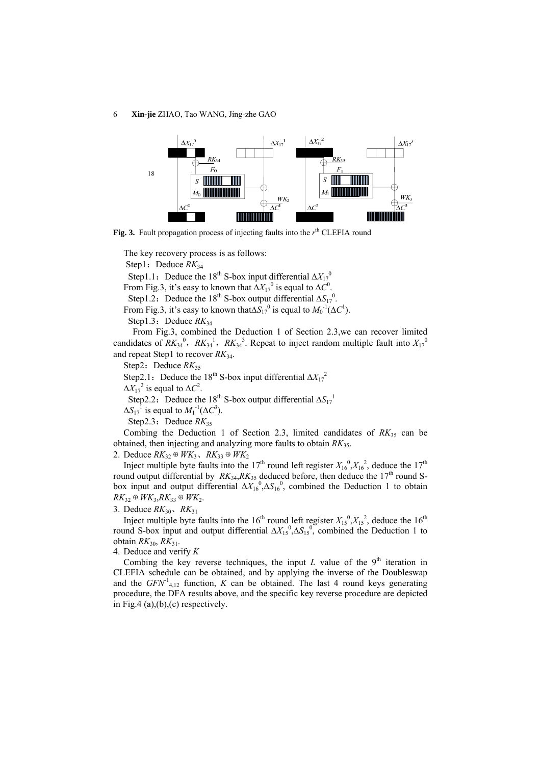**Fig. 3.** Fault propagation process of injecting faults into the $r^{th}$ CLEFIA round

The key recovery process is as follows:

Step1：Deduce $RK_{34}$

Step1.1：Deduce the 18th S-box input differential $\Delta X_{17}^{0}$

From Fig.3, it's easy to known that $\Delta X_{17}^{0}$ is equal to $\Delta C^{0}$.

Step1.2：Deduce the 18th S-box output differential $\Delta S_{17}^{0}$.

From Fig.3, it's easy to known that $\Delta S_{17}^{0}$ is equal to $M_0^{-1}(\Delta C^{1})$.

Step1.3：Deduce $RK_{34}$

From Fig.3, combined the Deduction 1 of Section 2.3,we can recover limited candidates of $RK_{34}^{0}$，$RK_{34}^{1}$，$RK_{34}^{3}$. Repeat to inject random multiple fault into $X_{17}^{0}$ and repeat Step1 to recover $RK_{34}$.

Step2：Deduce $RK_{35}$

Step2.1：Deduce the 18th S-box input differential $\Delta X_{17}^{2}$

$\Delta X_{17}^{2}$ is equal to $\Delta C^{2}$.

Step2.2：Deduce the 18th S-box output differential $\Delta S_{17}^{1}$

$\Delta S_{17}^{1}$ is equal to $M_1^{-1}(\Delta C^{3})$.

Step2.3：Deduce $RK_{35}$

Combing the Deduction 1 of Section 2.3, limited candidates of $RK_{35}$ can be obtained, then injecting and analyzing more faults to obtain $RK_{35}$.

2. Deduce $RK_{32} \oplus WK_3$、$RK_{33} \oplus WK_2$

Inject multiple byte faults into the 17th round left register $X_{16}^{0}$,$X_{16}^{2}$, deduce the 17th round output differential by $RK_{34}$,$RK_{35}$ deduced before, then deduce the 17th round S-box input and output differential $\Delta X_{16}^{0}$,$\Delta S_{16}^{0}$, combined the Deduction 1 to obtain $RK_{32} \oplus WK_3$,$RK_{33} \oplus WK_2$.

3. Deduce $RK_{30}$、$RK_{31}$

Inject multiple byte faults into the 16th round left register $X_{15}^{0}$,$X_{15}^{2}$, deduce the 16th round S-box input and output differential $\Delta X_{15}^{0}$,$\Delta S_{15}^{0}$, combined the Deduction 1 to obtain $RK_{30}$, $RK_{31}$.

4. Deduce and verify $K$

Combing the key reverse techniques, the input $L$ value of the 9th iteration in CLEFIA schedule can be obtained, and by applying the inverse of the Doubleswap and the $GFN^{-1}_{4,12}$ function, $K$ can be obtained. The last 4 round keys generating procedure, the DFA results above, and the specific key reverse procedure are depicted in Fig.4 (a),(b),(c) respectively.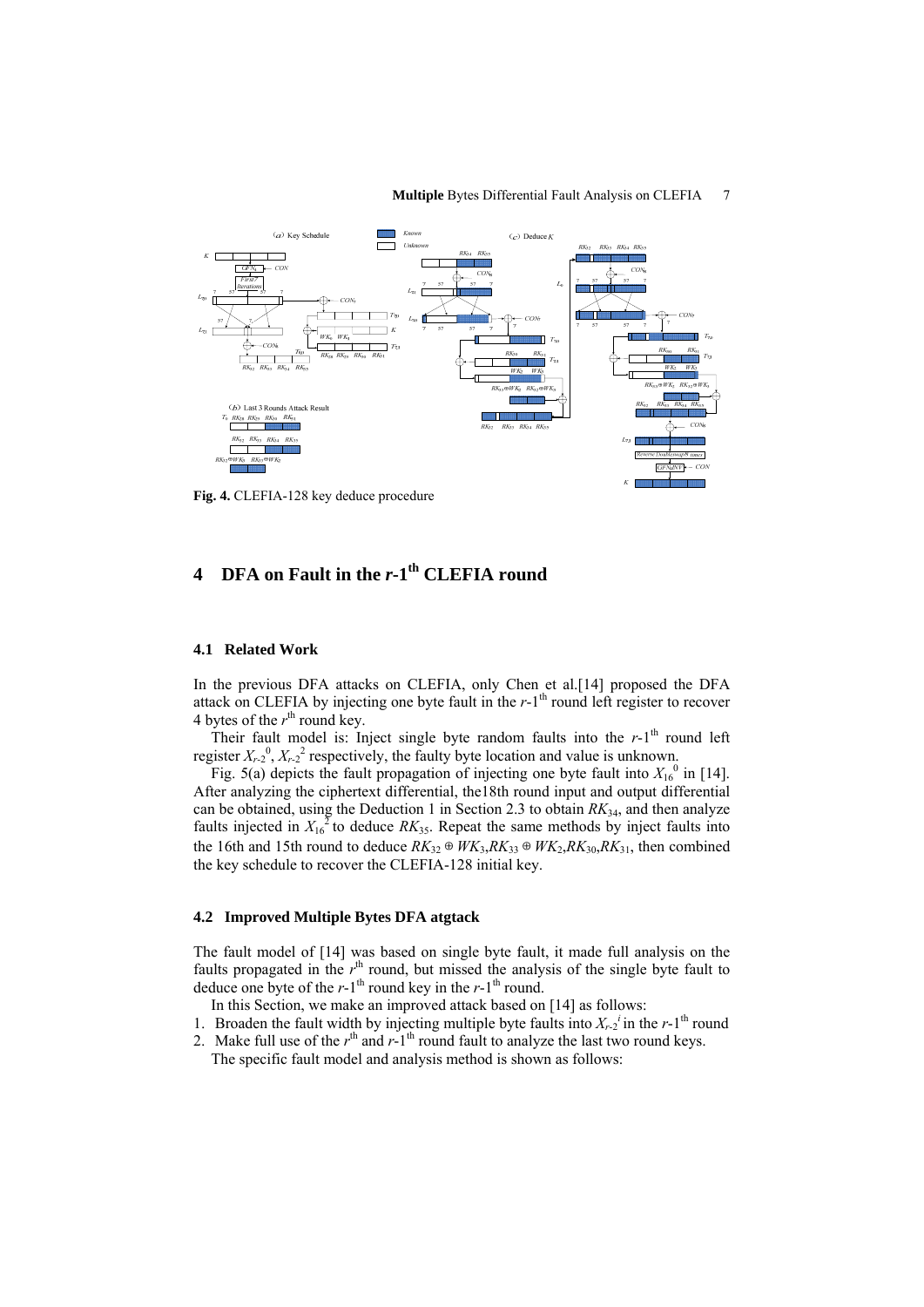**Fig. 4.** CLEFIA-128 key deduce procedure

# 4 DFA on Fault in the $r$-1th CLEFIA round

## 4.1 Related Work

In the previous DFA attacks on CLEFIA, only Chen et al.[14] proposed the DFA attack on CLEFIA by injecting one byte fault in the $r$-1th round left register to recover 4 bytes of the $r$th round key.

Their fault model is: Inject single byte random faults into the $r$-1th round left register $X_{r-2}^{0}$, $X_{r-2}^{2}$ respectively, the faulty byte location and value is unknown.

Fig. 5(a) depicts the fault propagation of injecting one byte fault into $X_{16}^{0}$ in [14]. After analyzing the ciphertext differential, the18th round input and output differential can be obtained, using the Deduction 1 in Section 2.3 to obtain $RK_{34}$, and then analyze faults injected in $X_{16}^{2}$ to deduce $RK_{35}$. Repeat the same methods by inject faults into the 16th and 15th round to deduce $RK_{32} \oplus WK_3$,$RK_{33} \oplus WK_2$,$RK_{30}$,$RK_{31}$, then combined the key schedule to recover the CLEFIA-128 initial key.

## 4.2 Improved Multiple Bytes DFA atgtack

The fault model of [14] was based on single byte fault, it made full analysis on the faults propagated in the $r$th round, but missed the analysis of the single byte fault to deduce one byte of the $r$-1th round key in the $r$-1th round.

In this Section, we make an improved attack based on [14] as follows:

1. Broaden the fault width by injecting multiple byte faults into $X_{r-2}^{i}$ in the $r$-1th round
2. Make full use of the $r$th and $r$-1th round fault to analyze the last two round keys.

The specific fault model and analysis method is shown as follows: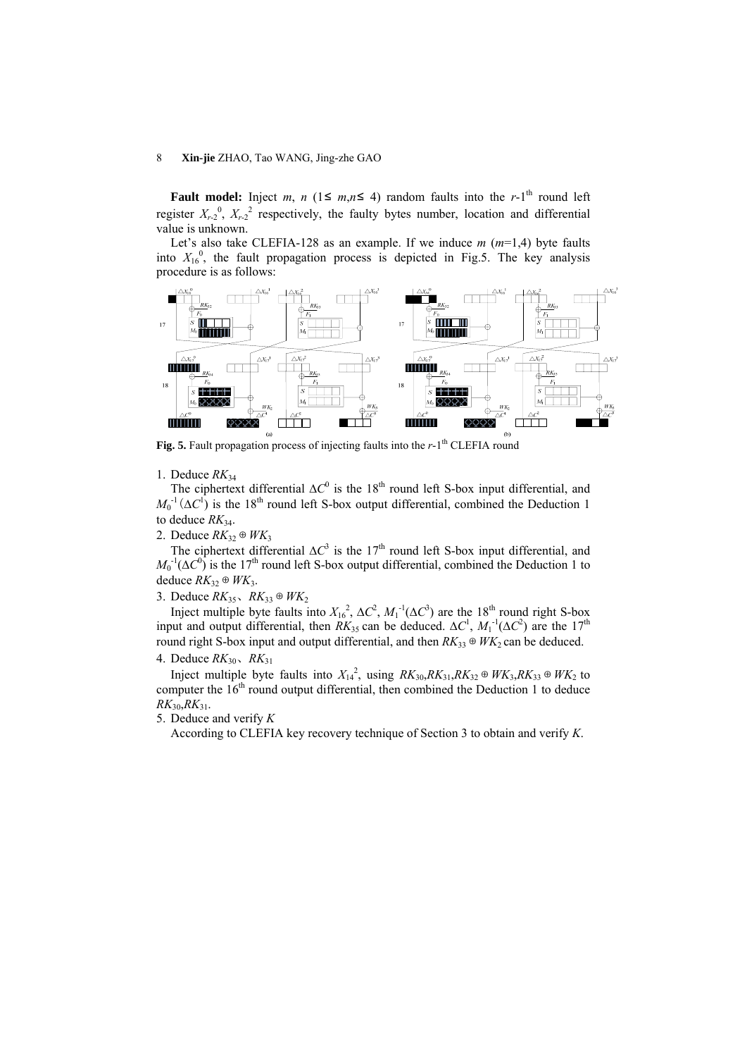**Fault model:** Inject $m$, $n$ ($1\leq m,n\leq 4$) random faults into the $r$-1[th] round left register $X_{r-2}^{0}$, $X_{r-2}^{2}$ respectively, the faulty bytes number, location and differential value is unknown.

Let's also take CLEFIA-128 as an example. If we induce $m$ ($m$=1,4) byte faults into $X_{16}^{0}$, the fault propagation process is depicted in Fig.5. The key analysis procedure is as follows:

**Fig. 5.** Fault propagation process of injecting faults into the $r$-1[th] CLEFIA round

1. Deduce $RK_{34}$

The ciphertext differential $\Delta C^{0}$ is the 18[th] round left S-box input differential, and $M_0^{-1}(\Delta C^{1})$ is the 18[th] round left S-box output differential, combined the Deduction 1 to deduce $RK_{34}$.

2. Deduce $RK_{32}\oplus WK_3$

The ciphertext differential $\Delta C^{3}$ is the 17[th] round left S-box input differential, and $M_0^{-1}(\Delta C^{0})$ is the 17[th] round left S-box output differential, combined the Deduction 1 to deduce $RK_{32}\oplus WK_3$.

3. Deduce $RK_{35}$、$RK_{33}\oplus WK_2$

Inject multiple byte faults into $X_{16}^{2}$, $\Delta C^{2}$, $M_1^{-1}(\Delta C^{3})$ are the 18[th] round right S-box input and output differential, then $RK_{35}$ can be deduced. $\Delta C^{1}$, $M_1^{-1}(\Delta C^{2})$ are the 17[th] round right S-box input and output differential, and then $RK_{33}\oplus WK_2$ can be deduced.

4. Deduce $RK_{30}$、$RK_{31}$

Inject multiple byte faults into $X_{14}^{2}$, using $RK_{30}$,$RK_{31}$,$RK_{32}\oplus WK_3$,$RK_{33}\oplus WK_2$ to computer the 16[th] round output differential, then combined the Deduction 1 to deduce $RK_{30}$,$RK_{31}$.

5. Deduce and verify $K$

According to CLEFIA key recovery technique of Section 3 to obtain and verify $K$.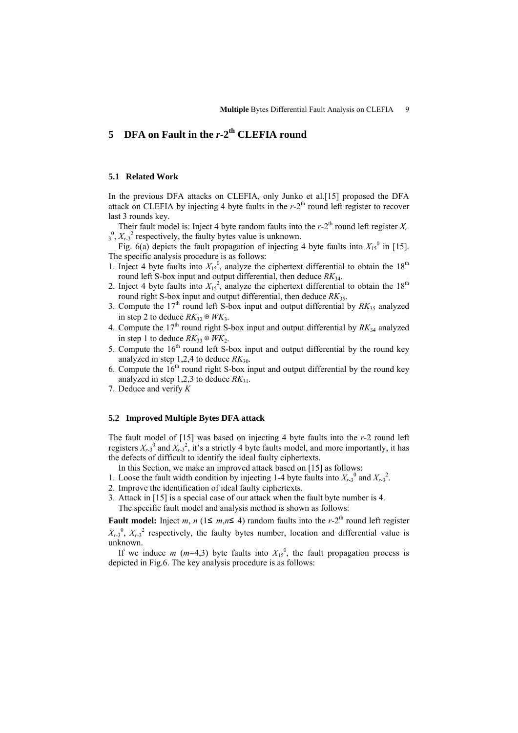# 5 DFA on Fault in the $r$-2$^{th}$ CLEFIA round

### 5.1 Related Work

In the previous DFA attacks on CLEFIA, only Junko et al.[15] proposed the DFA attack on CLEFIA by injecting 4 byte faults in the $r$-2$^{th}$ round left register to recover last 3 rounds key.

Their fault model is: Inject 4 byte random faults into the $r$-2$^{th}$ round left register $X_{r-3}^{0}$, $X_{r-3}^{2}$ respectively, the faulty bytes value is unknown.

Fig. 6(a) depicts the fault propagation of injecting 4 byte faults into $X_{15}^{0}$ in [15]. The specific analysis procedure is as follows:

1. Inject 4 byte faults into $X_{15}^{0}$, analyze the ciphertext differential to obtain the 18$^{th}$ round left S-box input and output differential, then deduce $RK_{34}$.
2. Inject 4 byte faults into $X_{15}^{2}$, analyze the ciphertext differential to obtain the 18$^{th}$ round right S-box input and output differential, then deduce $RK_{35}$.
3. Compute the 17$^{th}$ round left S-box input and output differential by $RK_{35}$ analyzed in step 2 to deduce $RK_{32} \oplus WK_3$.
4. Compute the 17$^{th}$ round right S-box input and output differential by $RK_{34}$ analyzed in step 1 to deduce $RK_{33} \oplus WK_2$.
5. Compute the 16$^{th}$ round left S-box input and output differential by the round key analyzed in step 1,2,4 to deduce $RK_{30}$.
6. Compute the 16$^{th}$ round right S-box input and output differential by the round key analyzed in step 1,2,3 to deduce $RK_{31}$.
7. Deduce and verify $K$

### 5.2 Improved Multiple Bytes DFA attack

The fault model of [15] was based on injecting 4 byte faults into the $r$-2 round left registers $X_{r-3}^{0}$ and $X_{r-3}^{2}$, it's a strictly 4 byte faults model, and more importantly, it has the defects of difficult to identify the ideal faulty ciphertexts.

In this Section, we make an improved attack based on [15] as follows:

1. Loose the fault width condition by injecting 1-4 byte faults into $X_{r-3}^{0}$ and $X_{r-3}^{2}$.
2. Improve the identification of ideal faulty ciphertexts.
3. Attack in [15] is a special case of our attack when the fault byte number is 4.

The specific fault model and analysis method is shown as follows:

**Fault model:** Inject $m$, $n$ ($1\leq m,n\leq 4$) random faults into the $r$-2$^{th}$ round left register $X_{r-3}^{0}$, $X_{r-3}^{2}$ respectively, the faulty bytes number, location and differential value is unknown.

If we induce $m$ ($m$=4,3) byte faults into $X_{15}^{0}$, the fault propagation process is depicted in Fig.6. The key analysis procedure is as follows: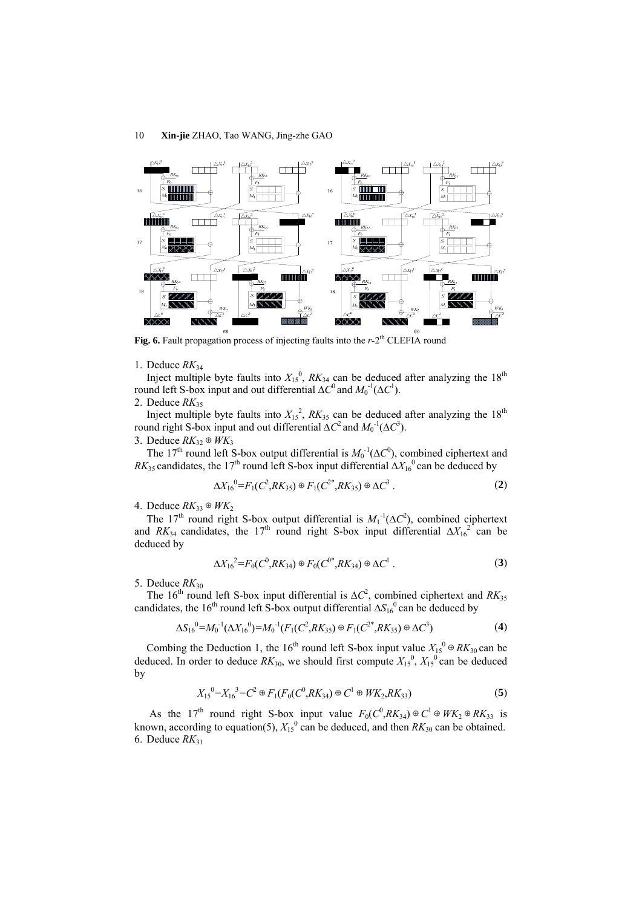**Fig. 6.** Fault propagation process of injecting faults into the $r$-2[th] CLEFIA round

1. Deduce $RK_{34}$

Inject multiple byte faults into $X_{15}^{0}$, $RK_{34}$ can be deduced after analyzing the 18[th] round left S-box input and out differential $\Delta C^{0}$ and $M_0^{-1}(\Delta C^{1})$.

2. Deduce $RK_{35}$

Inject multiple byte faults into $X_{15}^{2}$, $RK_{35}$ can be deduced after analyzing the 18[th] round right S-box input and out differential $\Delta C^{2}$ and $M_0^{-1}(\Delta C^{3})$.

3. Deduce $RK_{32} \oplus WK_3$

The 17[th] round left S-box output differential is $M_0^{-1}(\Delta C^{0})$, combined ciphertext and $RK_{35}$ candidates, the 17[th] round left S-box input differential $\Delta X_{16}^{0}$ can be deduced by

$$\Delta X_{16}^{0}=F_1(C^{2},RK_{35}) \oplus F_1(C^{2^*},RK_{35}) \oplus \Delta C^{3} \,. \tag{2}$$

4. Deduce $RK_{33} \oplus WK_2$

The 17[th] round right S-box output differential is $M_1^{-1}(\Delta C^{2})$, combined ciphertext and $RK_{34}$ candidates, the 17[th] round right S-box input differential $\Delta X_{16}^{2}$ can be deduced by

$$\Delta X_{16}^{2}=F_0(C^{0},RK_{34}) \oplus F_0(C^{0^*},RK_{34}) \oplus \Delta C^{1} \,. \tag{3}$$

5. Deduce $RK_{30}$

The 16[th] round left S-box input differential is $\Delta C^{2}$, combined ciphertext and $RK_{35}$ candidates, the 16[th] round left S-box output differential $\Delta S_{16}^{0}$ can be deduced by

$$\Delta S_{16}^{0}=M_0^{-1}(\Delta X_{16}^{0})=M_0^{-1}(F_1(C^{2},RK_{35}) \oplus F_1(C^{2^*},RK_{35}) \oplus \Delta C^{3}) \tag{4}$$

Combing the Deduction 1, the 16[th] round left S-box input value $X_{15}^{0} \oplus RK_{30}$ can be deduced. In order to deduce $RK_{30}$, we should first compute $X_{15}^{0}$, $X_{15}^{0}$ can be deduced by

$$X_{15}^{0}=X_{16}^{3}=C^{2} \oplus F_1(F_0(C^{0},RK_{34}) \oplus C^{1} \oplus WK_2,RK_{33}) \tag{5}$$

As the 17[th] round right S-box input value $F_0(C^{0},RK_{34}) \oplus C^{1} \oplus WK_2 \oplus RK_{33}$ is known, according to equation(5), $X_{15}^{0}$ can be deduced, and then $RK_{30}$ can be obtained.

6. Deduce $RK_{31}$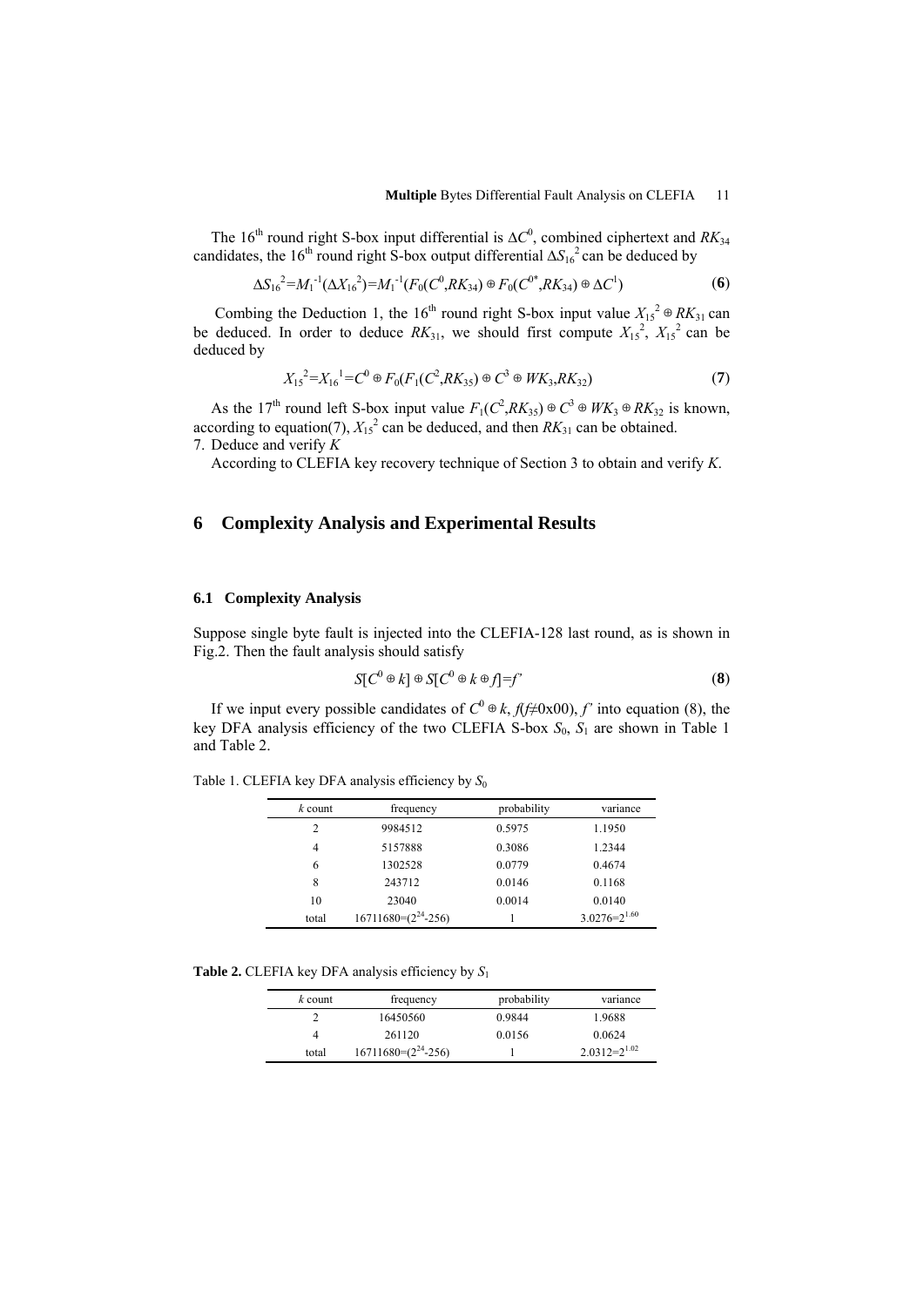The $16^{\text{th}}$ round right S-box input differential is $\Delta C^0$, combined ciphertext and $RK_{34}$ candidates, the $16^{\text{th}}$ round right S-box output differential $\Delta S_{16}^2$ can be deduced by

$$\Delta S_{16}^2 = M_1^{-1}(\Delta X_{16}^2) = M_1^{-1}(F_0(C^0, RK_{34}) \oplus F_0(C^{0*}, RK_{34}) \oplus \Delta C^1) \tag{6}$$

Combing the Deduction 1, the $16^{\text{th}}$ round right S-box input value $X_{15}^2 \oplus RK_{31}$ can be deduced. In order to deduce $RK_{31}$, we should first compute $X_{15}^2$, $X_{15}^2$ can be deduced by

$$X_{15}^2 = X_{16}^1 = C^0 \oplus F_0(F_1(C^2, RK_{35}) \oplus C^3 \oplus WK_3, RK_{32}) \tag{7}$$

As the $17^{\text{th}}$ round left S-box input value $F_1(C^2, RK_{35}) \oplus C^3 \oplus WK_3 \oplus RK_{32}$ is known, according to equation(7), $X_{15}^2$ can be deduced, and then $RK_{31}$ can be obtained.

7. Deduce and verify $K$

According to CLEFIA key recovery technique of Section 3 to obtain and verify $K$.

## 6 Complexity Analysis and Experimental Results

### 6.1 Complexity Analysis

Suppose single byte fault is injected into the CLEFIA-128 last round, as is shown in Fig.2. Then the fault analysis should satisfy

$$S[C^0 \oplus k] \oplus S[C^0 \oplus k \oplus f] = f' \tag{8}$$

If we input every possible candidates of $C^0 \oplus k$, $f(f \neq 0\text{x}00)$, $f'$ into equation (8), the key DFA analysis efficiency of the two CLEFIA S-box $S_0$, $S_1$ are shown in Table 1 and Table 2.

Table 1. CLEFIA key DFA analysis efficiency by $S_0$

| $k$ count | frequency | probability | variance |
|---|---|---|---|
| 2 | 9984512 | 0.5975 | 1.1950 |
| 4 | 5157888 | 0.3086 | 1.2344 |
| 6 | 1302528 | 0.0779 | 0.4674 |
| 8 | 243712 | 0.0146 | 0.1168 |
| 10 | 23040 | 0.0014 | 0.0140 |
| total | $16711680=(2^{24}-256)$ | 1 | $3.0276=2^{1.60}$ |

**Table 2.** CLEFIA key DFA analysis efficiency by $S_1$

| $k$ count | frequency | probability | variance |
|---|---|---|---|
| 2 | 16450560 | 0.9844 | 1.9688 |
| 4 | 261120 | 0.0156 | 0.0624 |
| total | $16711680=(2^{24}-256)$ | 1 | $2.0312=2^{1.02}$ |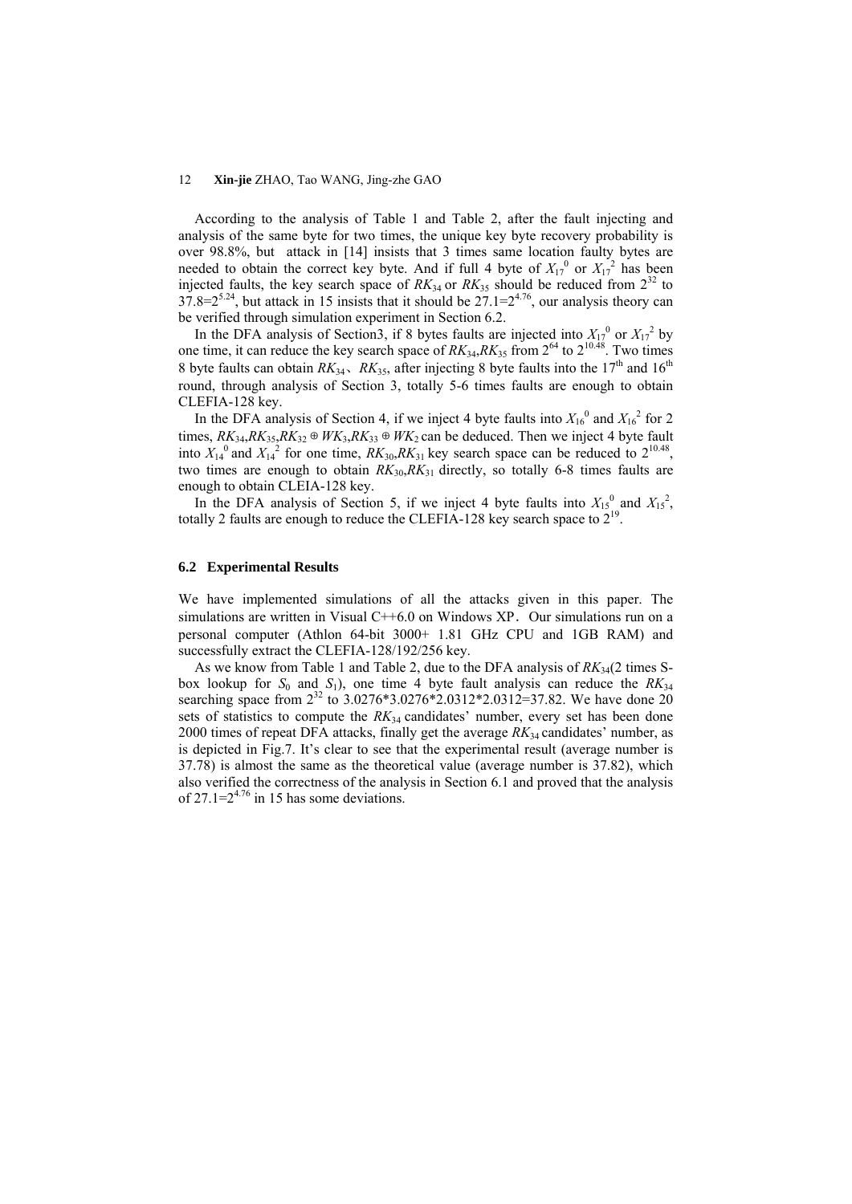According to the analysis of Table 1 and Table 2, after the fault injecting and analysis of the same byte for two times, the unique key byte recovery probability is over 98.8%, but attack in [14] insists that 3 times same location faulty bytes are needed to obtain the correct key byte. And if full 4 byte of $X_{17}^{0}$ or $X_{17}^{2}$ has been injected faults, the key search space of $RK_{34}$ or $RK_{35}$ should be reduced from $2^{32}$ to $37.8=2^{5.24}$, but attack in 15 insists that it should be $27.1=2^{4.76}$, our analysis theory can be verified through simulation experiment in Section 6.2.

In the DFA analysis of Section3, if 8 bytes faults are injected into $X_{17}^{0}$ or $X_{17}^{2}$ by one time, it can reduce the key search space of $RK_{34}$,$RK_{35}$ from $2^{64}$ to $2^{10.48}$. Two times 8 byte faults can obtain $RK_{34}$、$RK_{35}$, after injecting 8 byte faults into the 17th and 16th round, through analysis of Section 3, totally 5-6 times faults are enough to obtain CLEFIA-128 key.

In the DFA analysis of Section 4, if we inject 4 byte faults into $X_{16}^{0}$ and $X_{16}^{2}$ for 2 times, $RK_{34}$,$RK_{35}$,$RK_{32} \oplus WK_{3}$,$RK_{33} \oplus WK_{2}$ can be deduced. Then we inject 4 byte fault into $X_{14}^{0}$ and $X_{14}^{2}$ for one time, $RK_{30}$,$RK_{31}$ key search space can be reduced to $2^{10.48}$, two times are enough to obtain $RK_{30}$,$RK_{31}$ directly, so totally 6-8 times faults are enough to obtain CLEIA-128 key.

In the DFA analysis of Section 5, if we inject 4 byte faults into $X_{15}^{0}$ and $X_{15}^{2}$, totally 2 faults are enough to reduce the CLEFIA-128 key search space to $2^{19}$.

### 6.2 Experimental Results

We have implemented simulations of all the attacks given in this paper. The simulations are written in Visual C++6.0 on Windows XP. Our simulations run on a personal computer (Athlon 64-bit 3000+ 1.81 GHz CPU and 1GB RAM) and successfully extract the CLEFIA-128/192/256 key.

As we know from Table 1 and Table 2, due to the DFA analysis of $RK_{34}$(2 times S-box lookup for $S_0$ and $S_1$), one time 4 byte fault analysis can reduce the $RK_{34}$ searching space from $2^{32}$ to 3.0276*3.0276*2.0312*2.0312=37.82. We have done 20 sets of statistics to compute the $RK_{34}$ candidates' number, every set has been done 2000 times of repeat DFA attacks, finally get the average $RK_{34}$ candidates' number, as is depicted in Fig.7. It's clear to see that the experimental result (average number is 37.78) is almost the same as the theoretical value (average number is 37.82), which also verified the correctness of the analysis in Section 6.1 and proved that the analysis of $27.1=2^{4.76}$ in 15 has some deviations.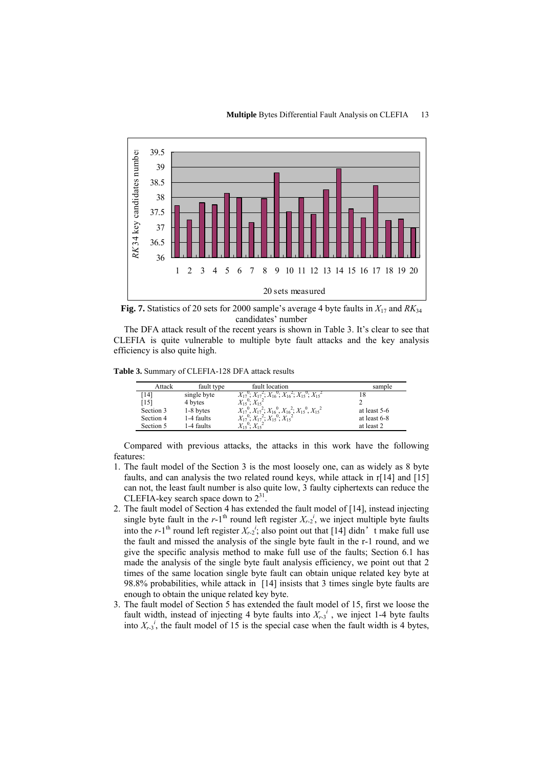**Fig. 7.** Statistics of 20 sets for 2000 sample's average 4 byte faults in $X_{17}$ and $RK_{34}$ candidates' number

The DFA attack result of the recent years is shown in Table 3. It's clear to see that CLEFIA is quite vulnerable to multiple byte fault attacks and the key analysis efficiency is also quite high.

**Table 3.** Summary of CLEFIA-128 DFA attack results

| Attack | fault type | fault location | sample |
|---|---|---|---|
| [14] | single byte | $X_{17}^0$; $X_{17}^2$; $X_{16}^0$; $X_{16}^2$; $X_{15}^0$; $X_{15}^2$ | 18 |
| [15] | 4 bytes | $X_{15}^0$; $X_{15}^2$ | 2 |
| Section 3 | 1-8 bytes | $X_{17}^0$, $X_{17}^2$; $X_{16}^0$, $X_{16}^2$; $X_{15}^0$, $X_{15}^2$ | at least 5-6 |
| Section 4 | 1-4 faults | $X_{17}^0$; $X_{17}^2$; $X_{15}^0$; $X_{15}^2$ | at least 6-8 |
| Section 5 | 1-4 faults | $X_{15}^0$; $X_{15}^2$ | at least 2 |

Compared with previous attacks, the attacks in this work have the following features:

1. The fault model of the Section 3 is the most loosely one, can as widely as 8 byte faults, and can analysis the two related round keys, while attack in r[14] and [15] can not, the least fault number is also quite low, 3 faulty ciphertexts can reduce the CLEFIA-key search space down to $2^{31}$.
2. The fault model of Section 4 has extended the fault model of [14], instead injecting single byte fault in the $r$-1$^{\text{th}}$ round left register $X_{r\text{-}2}^i$, we inject multiple byte faults into the $r$-1$^{\text{th}}$ round left register $X_{r\text{-}2}^i$; also point out that [14] didn't make full use the fault and missed the analysis of the single byte fault in the r-1 round, and we give the specific analysis method to make full use of the faults; Section 6.1 has made the analysis of the single byte fault analysis efficiency, we point out that 2 times of the same location single byte fault can obtain unique related key byte at 98.8% probabilities, while attack in [14] insists that 3 times single byte faults are enough to obtain the unique related key byte.
3. The fault model of Section 5 has extended the fault model of 15, first we loose the fault width, instead of injecting 4 byte faults into $X_{r\text{-}3}^i$, we inject 1-4 byte faults into $X_{r\text{-}3}^i$, the fault model of 15 is the special case when the fault width is 4 bytes,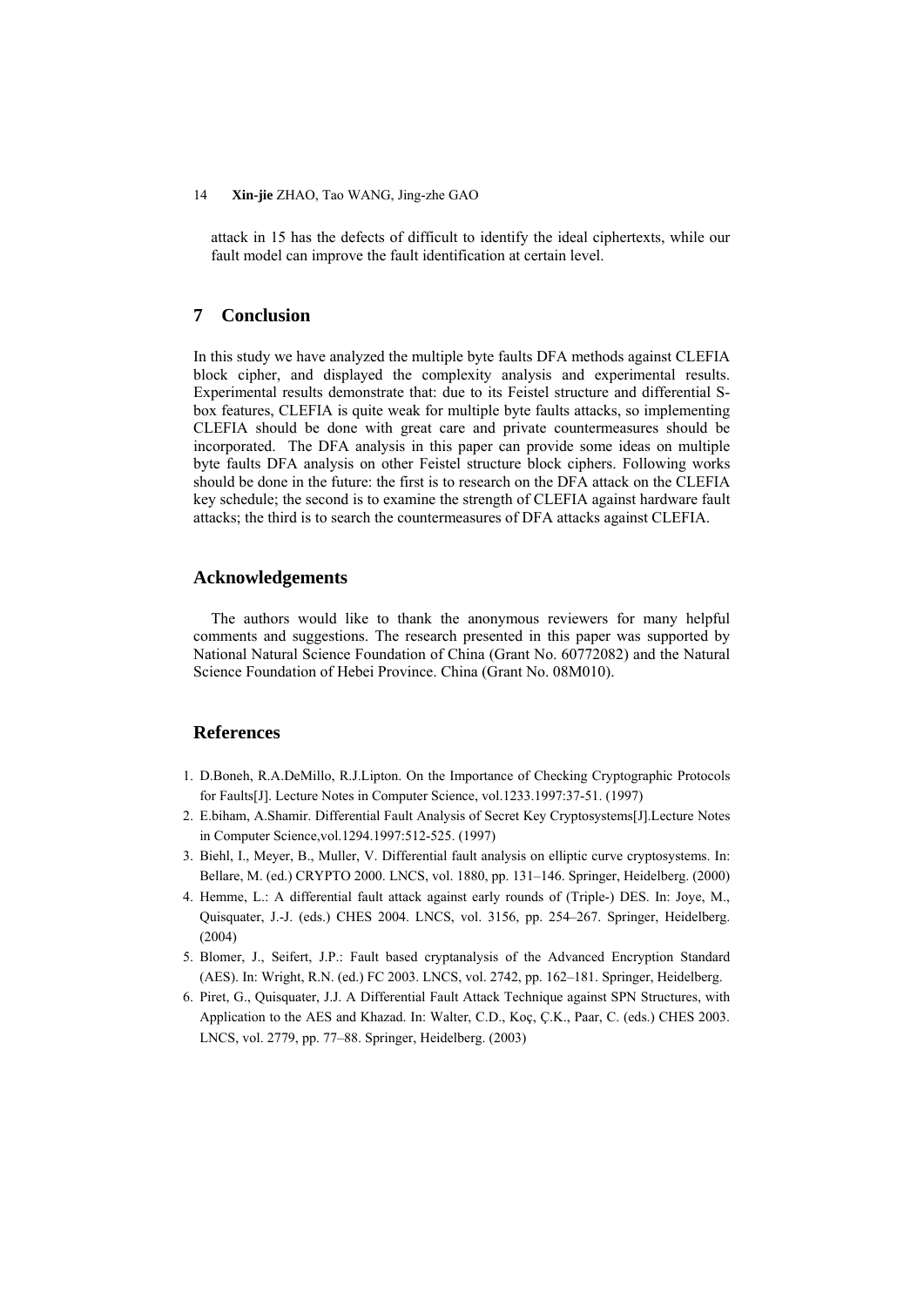attack in 15 has the defects of difficult to identify the ideal ciphertexts, while our fault model can improve the fault identification at certain level.

## 7 Conclusion

In this study we have analyzed the multiple byte faults DFA methods against CLEFIA block cipher, and displayed the complexity analysis and experimental results. Experimental results demonstrate that: due to its Feistel structure and differential S-box features, CLEFIA is quite weak for multiple byte faults attacks, so implementing CLEFIA should be done with great care and private countermeasures should be incorporated. The DFA analysis in this paper can provide some ideas on multiple byte faults DFA analysis on other Feistel structure block ciphers. Following works should be done in the future: the first is to research on the DFA attack on the CLEFIA key schedule; the second is to examine the strength of CLEFIA against hardware fault attacks; the third is to search the countermeasures of DFA attacks against CLEFIA.

## Acknowledgements

The authors would like to thank the anonymous reviewers for many helpful comments and suggestions. The research presented in this paper was supported by National Natural Science Foundation of China (Grant No. 60772082) and the Natural Science Foundation of Hebei Province. China (Grant No. 08M010).

## References

1. D.Boneh, R.A.DeMillo, R.J.Lipton. On the Importance of Checking Cryptographic Protocols for Faults[J]. Lecture Notes in Computer Science, vol.1233.1997:37-51. (1997)
2. E.biham, A.Shamir. Differential Fault Analysis of Secret Key Cryptosystems[J].Lecture Notes in Computer Science,vol.1294.1997:512-525. (1997)
3. Biehl, I., Meyer, B., Muller, V. Differential fault analysis on elliptic curve cryptosystems. In: Bellare, M. (ed.) CRYPTO 2000. LNCS, vol. 1880, pp. 131–146. Springer, Heidelberg. (2000)
4. Hemme, L.: A differential fault attack against early rounds of (Triple-) DES. In: Joye, M., Quisquater, J.-J. (eds.) CHES 2004. LNCS, vol. 3156, pp. 254–267. Springer, Heidelberg. (2004)
5. Blomer, J., Seifert, J.P.: Fault based cryptanalysis of the Advanced Encryption Standard (AES). In: Wright, R.N. (ed.) FC 2003. LNCS, vol. 2742, pp. 162–181. Springer, Heidelberg.
6. Piret, G., Quisquater, J.J. A Differential Fault Attack Technique against SPN Structures, with Application to the AES and Khazad. In: Walter, C.D., Koç, Ç.K., Paar, C. (eds.) CHES 2003. LNCS, vol. 2779, pp. 77–88. Springer, Heidelberg. (2003)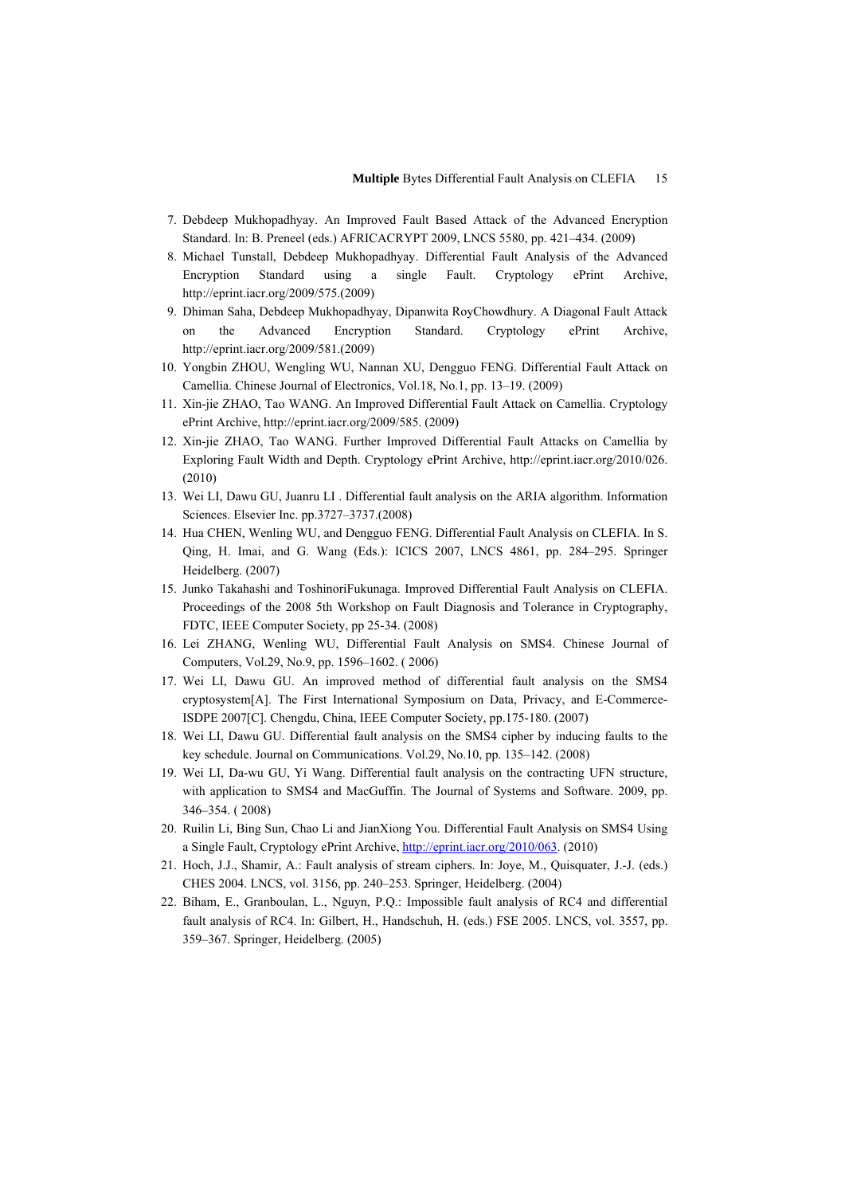7. Debdeep Mukhopadhyay. An Improved Fault Based Attack of the Advanced Encryption Standard. In: B. Preneel (eds.) AFRICACRYPT 2009, LNCS 5580, pp. 421–434. (2009)
8. Michael Tunstall, Debdeep Mukhopadhyay. Differential Fault Analysis of the Advanced Encryption Standard using a single Fault. Cryptology ePrint Archive, http://eprint.iacr.org/2009/575.(2009)
9. Dhiman Saha, Debdeep Mukhopadhyay, Dipanwita RoyChowdhury. A Diagonal Fault Attack on the Advanced Encryption Standard. Cryptology ePrint Archive, http://eprint.iacr.org/2009/581.(2009)
10. Yongbin ZHOU, Wengling WU, Nannan XU, Dengguo FENG. Differential Fault Attack on Camellia. Chinese Journal of Electronics, Vol.18, No.1, pp. 13–19. (2009)
11. Xin-jie ZHAO, Tao WANG. An Improved Differential Fault Attack on Camellia. Cryptology ePrint Archive, http://eprint.iacr.org/2009/585. (2009)
12. Xin-jie ZHAO, Tao WANG. Further Improved Differential Fault Attacks on Camellia by Exploring Fault Width and Depth. Cryptology ePrint Archive, http://eprint.iacr.org/2010/026. (2010)
13. Wei LI, Dawu GU, Juanru LI . Differential fault analysis on the ARIA algorithm. Information Sciences. Elsevier Inc. pp.3727–3737.(2008)
14. Hua CHEN, Wenling WU, and Dengguo FENG. Differential Fault Analysis on CLEFIA. In S. Qing, H. Imai, and G. Wang (Eds.): ICICS 2007, LNCS 4861, pp. 284–295. Springer Heidelberg. (2007)
15. Junko Takahashi and ToshinoriFukunaga. Improved Differential Fault Analysis on CLEFIA. Proceedings of the 2008 5th Workshop on Fault Diagnosis and Tolerance in Cryptography, FDTC, IEEE Computer Society, pp 25-34. (2008)
16. Lei ZHANG, Wenling WU, Differential Fault Analysis on SMS4. Chinese Journal of Computers, Vol.29, No.9, pp. 1596–1602. ( 2006)
17. Wei LI, Dawu GU. An improved method of differential fault analysis on the SMS4 cryptosystem[A]. The First International Symposium on Data, Privacy, and E-Commerce-ISDPE 2007[C]. Chengdu, China, IEEE Computer Society, pp.175-180. (2007)
18. Wei LI, Dawu GU. Differential fault analysis on the SMS4 cipher by inducing faults to the key schedule. Journal on Communications. Vol.29, No.10, pp. 135–142. (2008)
19. Wei LI, Da-wu GU, Yi Wang. Differential fault analysis on the contracting UFN structure, with application to SMS4 and MacGuffin. The Journal of Systems and Software. 2009, pp. 346–354. ( 2008)
20. Ruilin Li, Bing Sun, Chao Li and JianXiong You. Differential Fault Analysis on SMS4 Using a Single Fault, Cryptology ePrint Archive, http://eprint.iacr.org/2010/063. (2010)
21. Hoch, J.J., Shamir, A.: Fault analysis of stream ciphers. In: Joye, M., Quisquater, J.-J. (eds.) CHES 2004. LNCS, vol. 3156, pp. 240–253. Springer, Heidelberg. (2004)
22. Biham, E., Granboulan, L., Nguyn, P.Q.: Impossible fault analysis of RC4 and differential fault analysis of RC4. In: Gilbert, H., Handschuh, H. (eds.) FSE 2005. LNCS, vol. 3557, pp. 359–367. Springer, Heidelberg. (2005)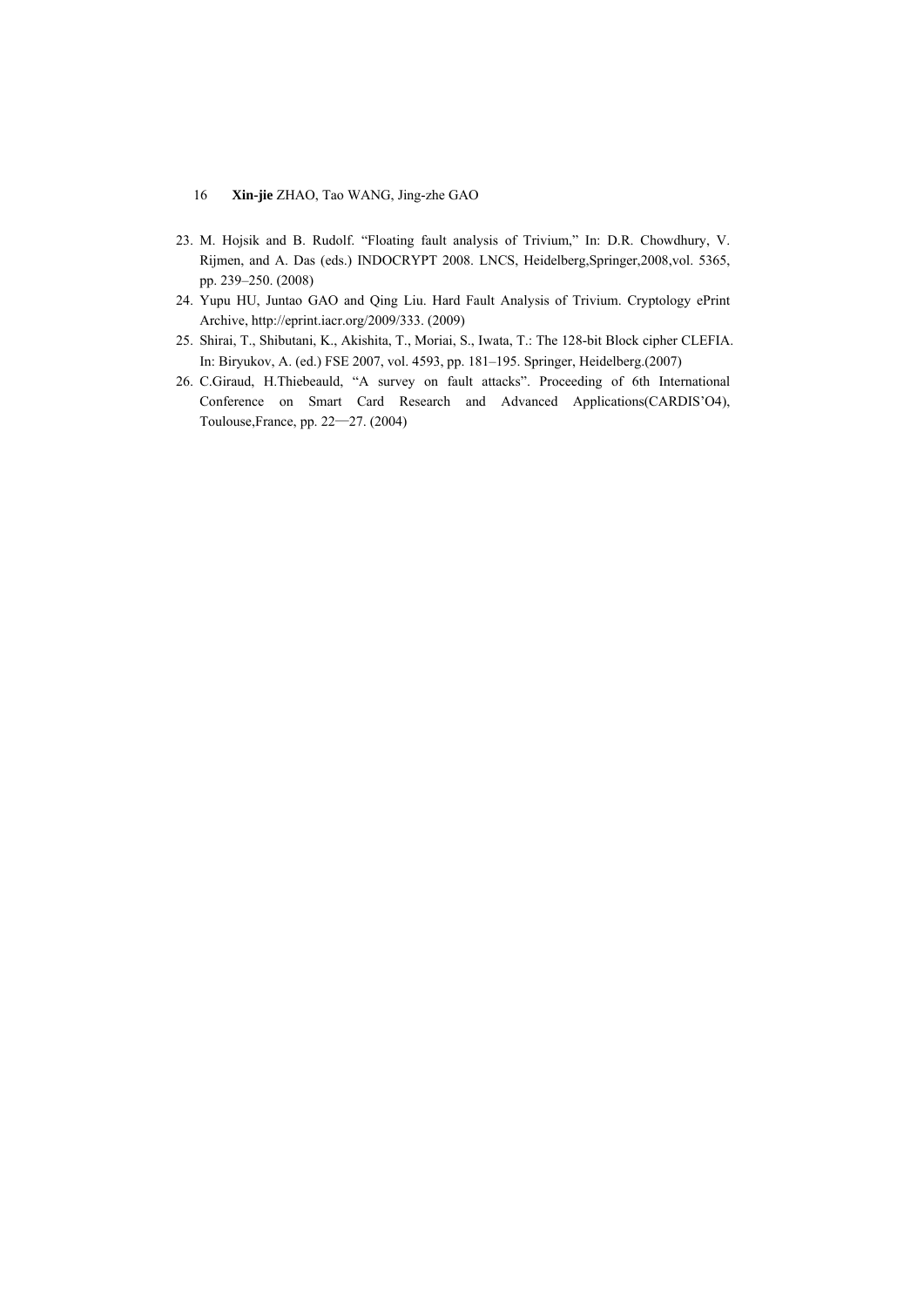23. M. Hojsik and B. Rudolf. “Floating fault analysis of Trivium,” In: D.R. Chowdhury, V. Rijmen, and A. Das (eds.) INDOCRYPT 2008. LNCS, Heidelberg,Springer,2008,vol. 5365, pp. 239–250. (2008)
24. Yupu HU, Juntao GAO and Qing Liu. Hard Fault Analysis of Trivium. Cryptology ePrint Archive, http://eprint.iacr.org/2009/333. (2009)
25. Shirai, T., Shibutani, K., Akishita, T., Moriai, S., Iwata, T.: The 128-bit Block cipher CLEFIA. In: Biryukov, A. (ed.) FSE 2007, vol. 4593, pp. 181–195. Springer, Heidelberg.(2007)
26. C.Giraud, H.Thiebeauld, “A survey on fault attacks”. Proceeding of 6th International Conference on Smart Card Research and Advanced Applications(CARDIS’O4), Toulouse,France, pp. 22—27. (2004)